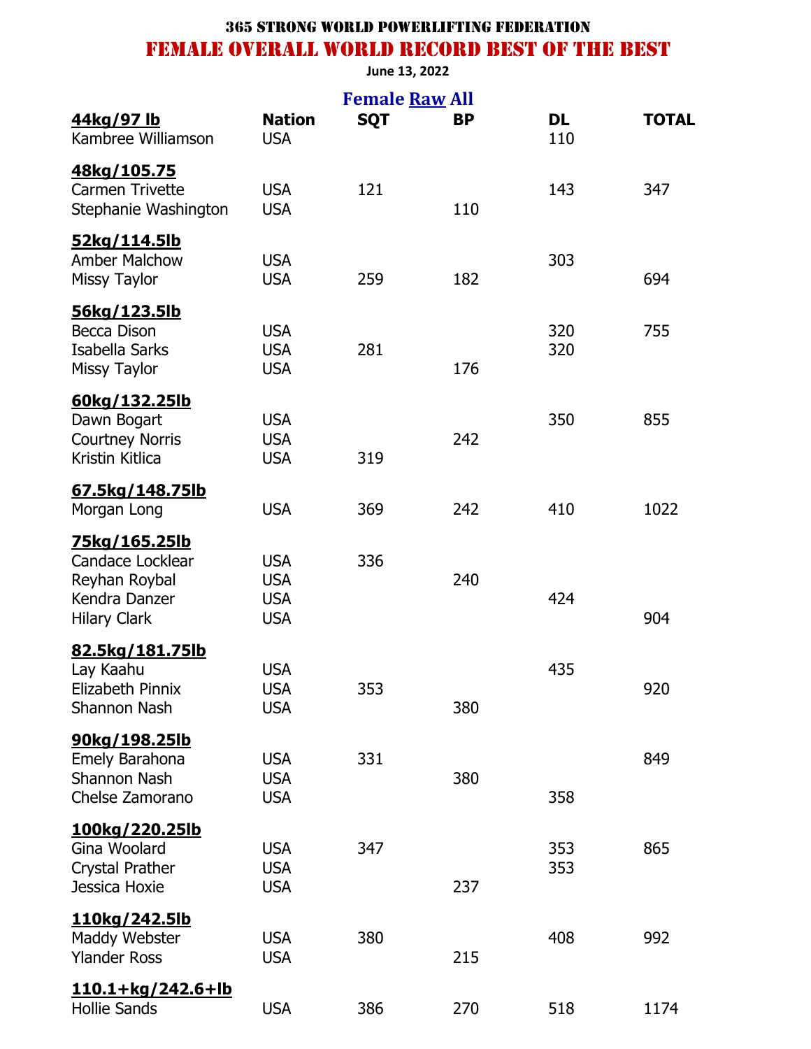# 365 STRONG WORLD POWERLIFTING FEDERATION

## FEMALE OVERALL WORLD RECORD BEST OF THE BEST

**June 13, 2022**

### Female Raw All

| 44kg/97 lb | Nation | SQT | BP | DL | TOTAL |
|---|---|---|---|---|---|
| Kambree Williamson | USA | | | 110 | |
| **48kg/105.75** | | | | | |
| Carmen Trivette | USA | 121 | | 143 | 347 |
| Stephanie Washington | USA | | 110 | | |
| **52kg/114.5lb** | | | | | |
| Amber Malchow | USA | | | 303 | |
| Missy Taylor | USA | 259 | 182 | | 694 |
| **56kg/123.5lb** | | | | | |
| Becca Dison | USA | | | 320 | 755 |
| Isabella Sarks | USA | 281 | | 320 | |
| Missy Taylor | USA | | 176 | | |
| **60kg/132.25lb** | | | | | |
| Dawn Bogart | USA | | | 350 | 855 |
| Courtney Norris | USA | | 242 | | |
| Kristin Kitlica | USA | 319 | | | |
| **67.5kg/148.75lb** | | | | | |
| Morgan Long | USA | 369 | 242 | 410 | 1022 |
| **75kg/165.25lb** | | | | | |
| Candace Locklear | USA | 336 | | | |
| Reyhan Roybal | USA | | 240 | | |
| Kendra Danzer | USA | | | 424 | |
| Hilary Clark | USA | | | | 904 |
| **82.5kg/181.75lb** | | | | | |
| Lay Kaahu | USA | | | 435 | |
| Elizabeth Pinnix | USA | 353 | | | 920 |
| Shannon Nash | USA | | 380 | | |
| **90kg/198.25lb** | | | | | |
| Emely Barahona | USA | 331 | | | 849 |
| Shannon Nash | USA | | 380 | | |
| Chelse Zamorano | USA | | | 358 | |
| **100kg/220.25lb** | | | | | |
| Gina Woolard | USA | 347 | | 353 | 865 |
| Crystal Prather | USA | | | 353 | |
| Jessica Hoxie | USA | | 237 | | |
| **110kg/242.5lb** | | | | | |
| Maddy Webster | USA | 380 | | 408 | 992 |
| Ylander Ross | USA | | 215 | | |
| **110.1+kg/242.6+lb** | | | | | |
| Hollie Sands | USA | 386 | 270 | 518 | 1174 |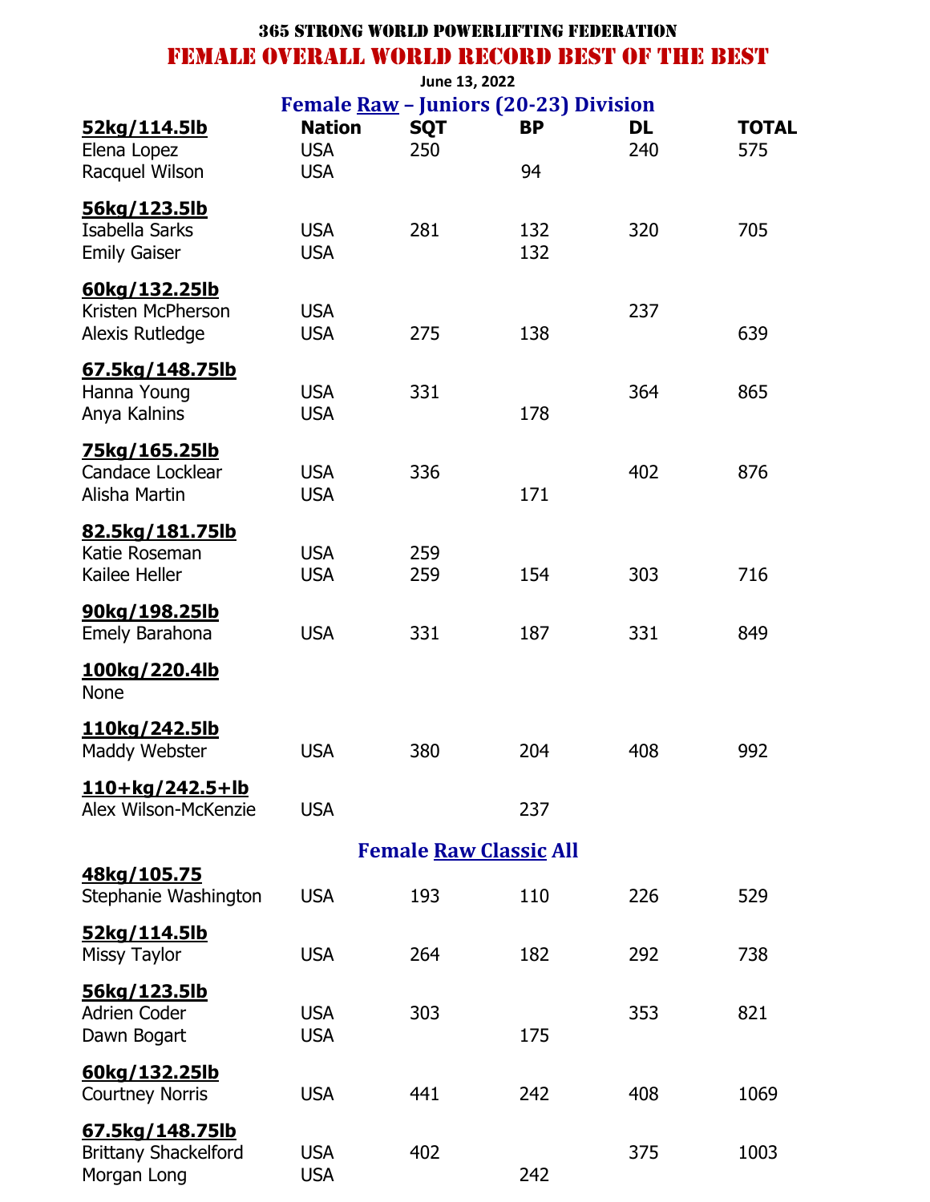# 365 STRONG WORLD POWERLIFTING FEDERATION

## FEMALE OVERALL WORLD RECORD BEST OF THE BEST

June 13, 2022

### Female Raw – Juniors (20-23) Division

| 52kg/114.5lb | Nation | SQT | BP | DL | TOTAL |
|---|---|---|---|---|---|
| Elena Lopez | USA | 250 | | 240 | 575 |
| Racquel Wilson | USA | | 94 | | |
| **56kg/123.5lb** | | | | | |
| Isabella Sarks | USA | 281 | 132 | 320 | 705 |
| Emily Gaiser | USA | | 132 | | |
| **60kg/132.25lb** | | | | | |
| Kristen McPherson | USA | | | 237 | |
| Alexis Rutledge | USA | 275 | 138 | | 639 |
| **67.5kg/148.75lb** | | | | | |
| Hanna Young | USA | 331 | | 364 | 865 |
| Anya Kalnins | USA | | 178 | | |
| **75kg/165.25lb** | | | | | |
| Candace Locklear | USA | 336 | | 402 | 876 |
| Alisha Martin | USA | | 171 | | |
| **82.5kg/181.75lb** | | | | | |
| Katie Roseman | USA | 259 | | | |
| Kailee Heller | USA | 259 | 154 | 303 | 716 |
| **90kg/198.25lb** | | | | | |
| Emely Barahona | USA | 331 | 187 | 331 | 849 |
| **100kg/220.4lb** | | | | | |
| None | | | | | |
| **110kg/242.5lb** | | | | | |
| Maddy Webster | USA | 380 | 204 | 408 | 992 |
| **110+kg/242.5+lb** | | | | | |
| Alex Wilson-McKenzie | USA | | 237 | | |

### Female Raw Classic All

| 48kg/105.75 | Nation | SQT | BP | DL | TOTAL |
|---|---|---|---|---|---|
| Stephanie Washington | USA | 193 | 110 | 226 | 529 |
| **52kg/114.5lb** | | | | | |
| Missy Taylor | USA | 264 | 182 | 292 | 738 |
| **56kg/123.5lb** | | | | | |
| Adrien Coder | USA | 303 | | 353 | 821 |
| Dawn Bogart | USA | | 175 | | |
| **60kg/132.25lb** | | | | | |
| Courtney Norris | USA | 441 | 242 | 408 | 1069 |
| **67.5kg/148.75lb** | | | | | |
| Brittany Shackelford | USA | 402 | | 375 | 1003 |
| Morgan Long | USA | | 242 | | |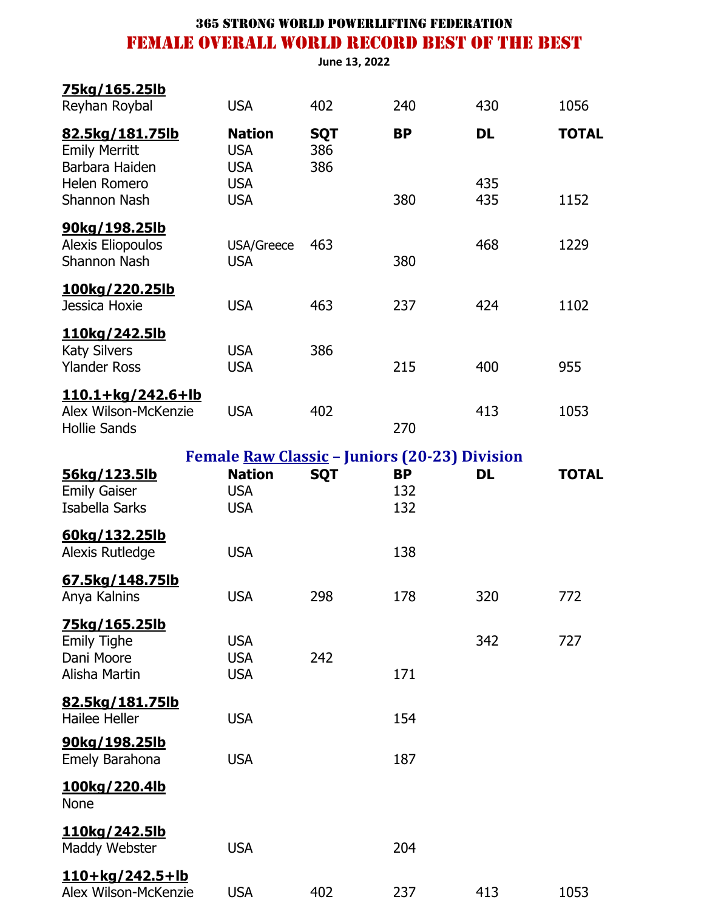# 365 STRONG WORLD POWERLIFTING FEDERATION

## FEMALE OVERALL WORLD RECORD BEST OF THE BEST

June 13, 2022

| 75kg/165.25lb | | | | | |
|---|---|---|---|---|---|
| Reyhan Roybal | USA | 402 | 240 | 430 | 1056 |
| **82.5kg/181.75lb** | **Nation** | **SQT** | **BP** | **DL** | **TOTAL** |
| Emily Merritt | USA | 386 | | | |
| Barbara Haiden | USA | 386 | | | |
| Helen Romero | USA | | | 435 | |
| Shannon Nash | USA | | 380 | 435 | 1152 |
| **90kg/198.25lb** | | | | | |
| Alexis Eliopoulos | USA/Greece | 463 | | 468 | 1229 |
| Shannon Nash | USA | | 380 | | |
| **100kg/220.25lb** | | | | | |
| Jessica Hoxie | USA | 463 | 237 | 424 | 1102 |
| **110kg/242.5lb** | | | | | |
| Katy Silvers | USA | 386 | | | |
| Ylander Ross | USA | | 215 | 400 | 955 |
| **110.1+kg/242.6+lb** | | | | | |
| Alex Wilson-McKenzie | USA | 402 | | 413 | 1053 |
| Hollie Sands | | | 270 | | |

### Female Raw Classic – Juniors (20-23) Division

| 56kg/123.5lb | Nation | SQT | BP | DL | TOTAL |
|---|---|---|---|---|---|
| Emily Gaiser | USA | | 132 | | |
| Isabella Sarks | USA | | 132 | | |
| **60kg/132.25lb** | | | | | |
| Alexis Rutledge | USA | | 138 | | |
| **67.5kg/148.75lb** | | | | | |
| Anya Kalnins | USA | 298 | 178 | 320 | 772 |
| **75kg/165.25lb** | | | | | |
| Emily Tighe | USA | | | 342 | 727 |
| Dani Moore | USA | 242 | | | |
| Alisha Martin | USA | | 171 | | |
| **82.5kg/181.75lb** | | | | | |
| Hailee Heller | USA | | 154 | | |
| **90kg/198.25lb** | | | | | |
| Emely Barahona | USA | | 187 | | |
| **100kg/220.4lb** | | | | | |
| None | | | | | |
| **110kg/242.5lb** | | | | | |
| Maddy Webster | USA | | 204 | | |
| **110+kg/242.5+lb** | | | | | |
| Alex Wilson-McKenzie | USA | 402 | 237 | 413 | 1053 |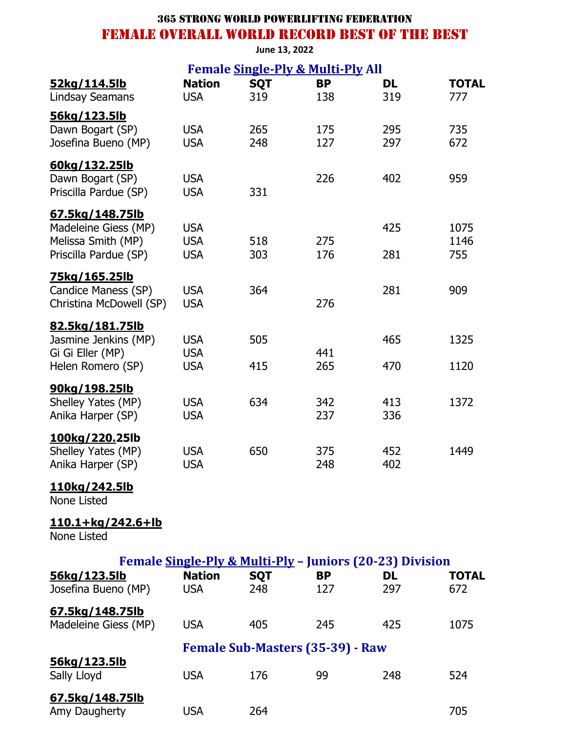**365 STRONG WORLD POWERLIFTING FEDERATION**

# FEMALE OVERALL WORLD RECORD BEST OF THE BEST

**June 13, 2022**

## Female Single-Ply & Multi-Ply All

| 52kg/114.5lb | Nation | SQT | BP | DL | TOTAL |
|---|---|---|---|---|---|
| Lindsay Seamans | USA | 319 | 138 | 319 | 777 |
| **56kg/123.5lb** | | | | | |
| Dawn Bogart (SP) | USA | 265 | 175 | 295 | 735 |
| Josefina Bueno (MP) | USA | 248 | 127 | 297 | 672 |
| **60kg/132.25lb** | | | | | |
| Dawn Bogart (SP) | USA | | 226 | 402 | 959 |
| Priscilla Pardue (SP) | USA | 331 | | | |
| **67.5kg/148.75lb** | | | | | |
| Madeleine Giess (MP) | USA | | | 425 | 1075 |
| Melissa Smith (MP) | USA | 518 | 275 | | 1146 |
| Priscilla Pardue (SP) | USA | 303 | 176 | 281 | 755 |
| **75kg/165.25lb** | | | | | |
| Candice Maness (SP) | USA | 364 | | 281 | 909 |
| Christina McDowell (SP) | USA | | 276 | | |
| **82.5kg/181.75lb** | | | | | |
| Jasmine Jenkins (MP) | USA | 505 | | 465 | 1325 |
| Gi Gi Eller (MP) | USA | | 441 | | |
| Helen Romero (SP) | USA | 415 | 265 | 470 | 1120 |
| **90kg/198.25lb** | | | | | |
| Shelley Yates (MP) | USA | 634 | 342 | 413 | 1372 |
| Anika Harper (SP) | USA | | 237 | 336 | |
| **100kg/220.25lb** | | | | | |
| Shelley Yates (MP) | USA | 650 | 375 | 452 | 1449 |
| Anika Harper (SP) | USA | | 248 | 402 | |
| **110kg/242.5lb** | | | | | |
| None Listed | | | | | |
| **110.1+kg/242.6+lb** | | | | | |
| None Listed | | | | | |

## Female Single-Ply & Multi-Ply – Juniors (20-23) Division

| 56kg/123.5lb | Nation | SQT | BP | DL | TOTAL |
|---|---|---|---|---|---|
| Josefina Bueno (MP) | USA | 248 | 127 | 297 | 672 |
| **67.5kg/148.75lb** | | | | | |
| Madeleine Giess (MP) | USA | 405 | 245 | 425 | 1075 |

## Female Sub-Masters (35-39) - Raw

| 56kg/123.5lb | Nation | SQT | BP | DL | TOTAL |
|---|---|---|---|---|---|
| Sally Lloyd | USA | 176 | 99 | 248 | 524 |
| **67.5kg/148.75lb** | | | | | |
| Amy Daugherty | USA | 264 | | | 705 |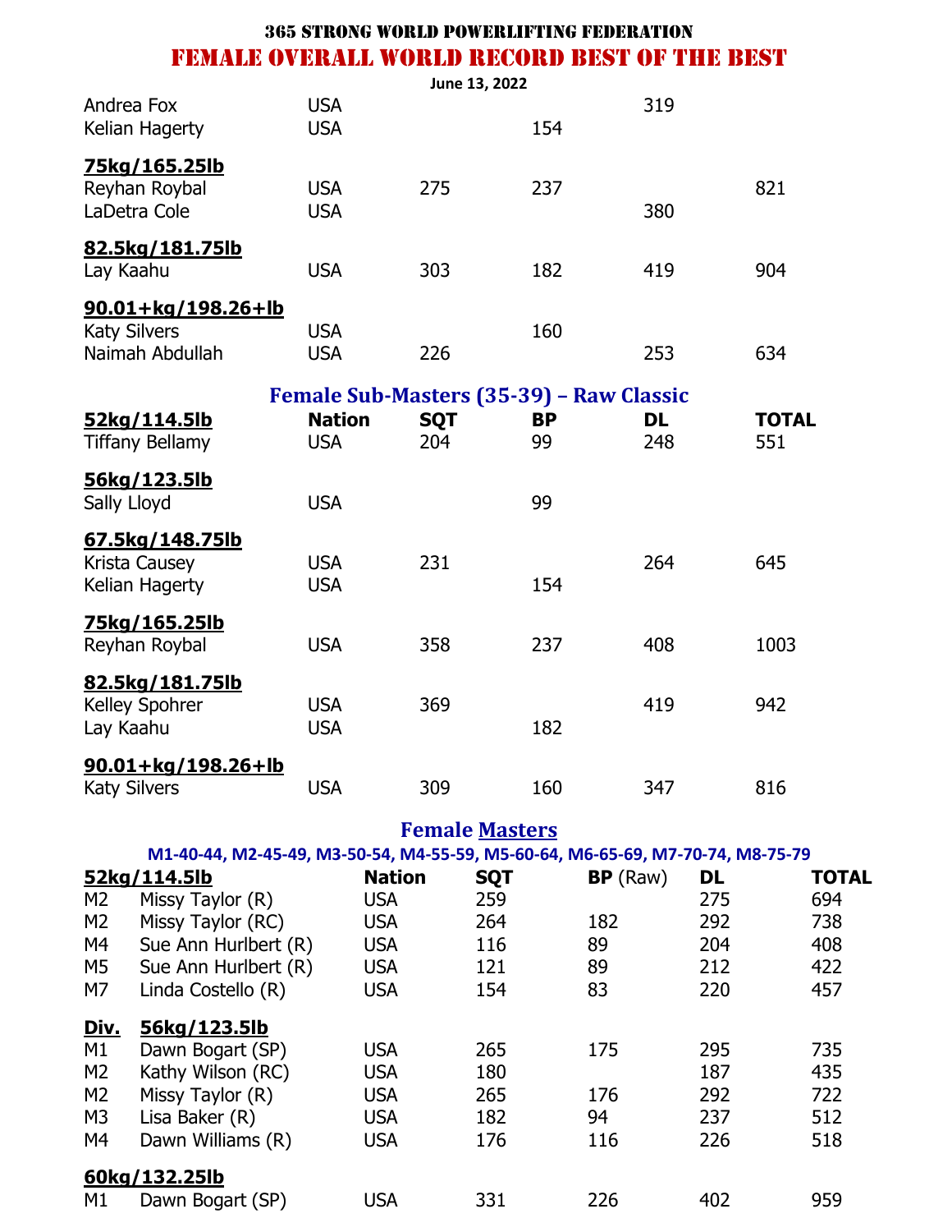# 365 STRONG WORLD POWERLIFTING FEDERATION

## FEMALE OVERALL WORLD RECORD BEST OF THE BEST

June 13, 2022

| | Nation | SQT | BP | DL | TOTAL |
|---|---|---|---|---|---|
| Andrea Fox | USA | | | 319 | |
| Kelian Hagerty | USA | | 154 | | |
| **75kg/165.25lb** | | | | | |
| Reyhan Roybal | USA | 275 | 237 | | 821 |
| LaDetra Cole | USA | | | 380 | |
| **82.5kg/181.75lb** | | | | | |
| Lay Kaahu | USA | 303 | 182 | 419 | 904 |
| **90.01+kg/198.26+lb** | | | | | |
| Katy Silvers | USA | | 160 | | |
| Naimah Abdullah | USA | 226 | | 253 | 634 |

### Female Sub-Masters (35-39) – Raw Classic

| 52kg/114.5lb | Nation | SQT | BP | DL | TOTAL |
|---|---|---|---|---|---|
| Tiffany Bellamy | USA | 204 | 99 | 248 | 551 |
| **56kg/123.5lb** | | | | | |
| Sally Lloyd | USA | | 99 | | |
| **67.5kg/148.75lb** | | | | | |
| Krista Causey | USA | 231 | | 264 | 645 |
| Kelian Hagerty | USA | | 154 | | |
| **75kg/165.25lb** | | | | | |
| Reyhan Roybal | USA | 358 | 237 | 408 | 1003 |
| **82.5kg/181.75lb** | | | | | |
| Kelley Spohrer | USA | 369 | | 419 | 942 |
| Lay Kaahu | USA | | 182 | | |
| **90.01+kg/198.26+lb** | | | | | |
| Katy Silvers | USA | 309 | 160 | 347 | 816 |

### Female Masters

M1-40-44, M2-45-49, M3-50-54, M4-55-59, M5-60-64, M6-65-69, M7-70-74, M8-75-79

| Div. | 52kg/114.5lb | Nation | SQT | BP (Raw) | DL | TOTAL |
|---|---|---|---|---|---|---|
| M2 | Missy Taylor (R) | USA | 259 | | 275 | 694 |
| M2 | Missy Taylor (RC) | USA | 264 | 182 | 292 | 738 |
| M4 | Sue Ann Hurlbert (R) | USA | 116 | 89 | 204 | 408 |
| M5 | Sue Ann Hurlbert (R) | USA | 121 | 89 | 212 | 422 |
| M7 | Linda Costello (R) | USA | 154 | 83 | 220 | 457 |
| **Div.** | **56kg/123.5lb** | | | | | |
| M1 | Dawn Bogart (SP) | USA | 265 | 175 | 295 | 735 |
| M2 | Kathy Wilson (RC) | USA | 180 | | 187 | 435 |
| M2 | Missy Taylor (R) | USA | 265 | 176 | 292 | 722 |
| M3 | Lisa Baker (R) | USA | 182 | 94 | 237 | 512 |
| M4 | Dawn Williams (R) | USA | 176 | 116 | 226 | 518 |
| | **60kg/132.25lb** | | | | | |
| M1 | Dawn Bogart (SP) | USA | 331 | 226 | 402 | 959 |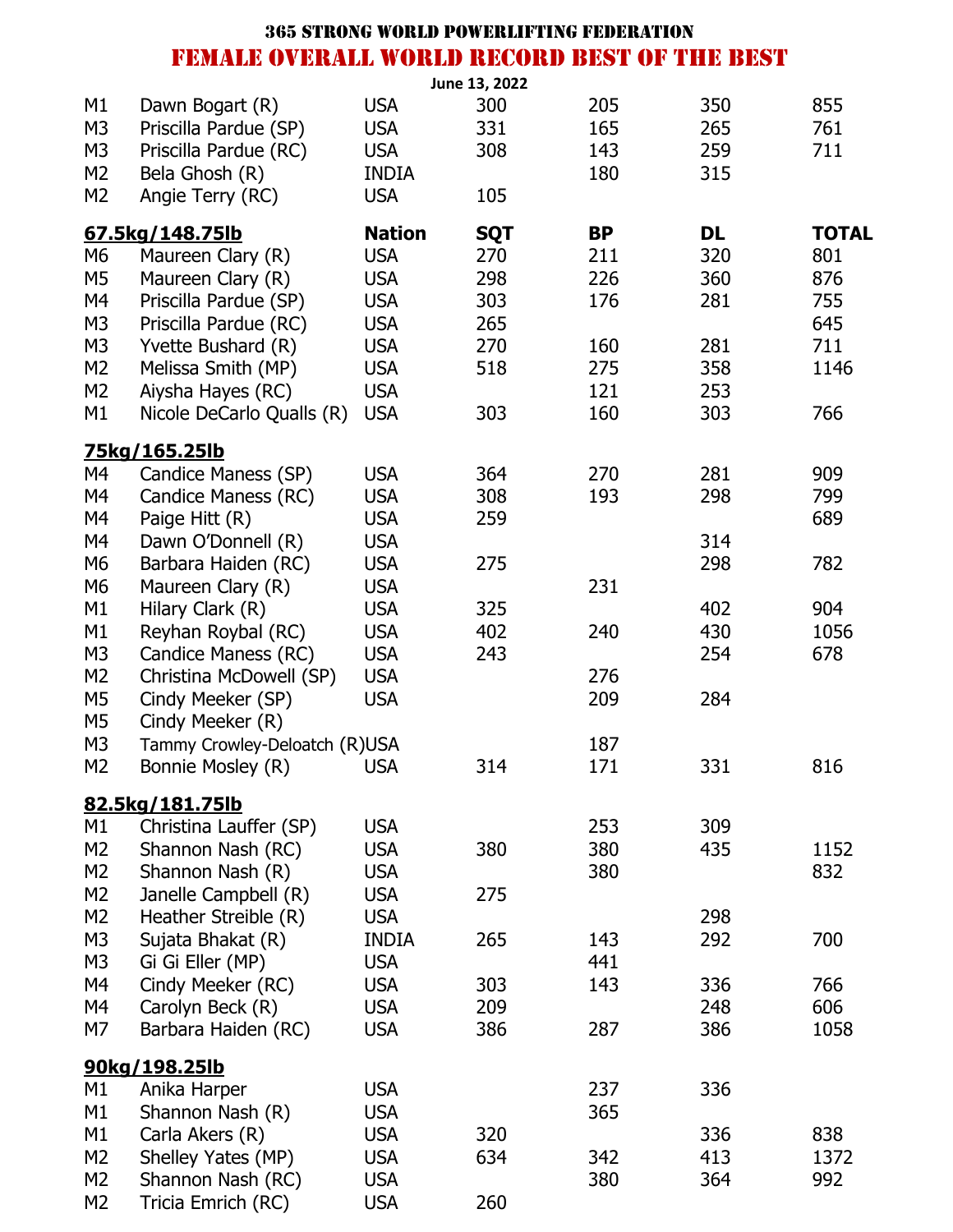# 365 STRONG WORLD POWERLIFTING FEDERATION

## FEMALE OVERALL WORLD RECORD BEST OF THE BEST

June 13, 2022

| | | | | | | |
|---|---|---|---|---|---|---|
| M1 | Dawn Bogart (R) | USA | 300 | 205 | 350 | 855 |
| M3 | Priscilla Pardue (SP) | USA | 331 | 165 | 265 | 761 |
| M3 | Priscilla Pardue (RC) | USA | 308 | 143 | 259 | 711 |
| M2 | Bela Ghosh (R) | INDIA | | 180 | 315 | |
| M2 | Angie Terry (RC) | USA | 105 | | | |

| 67.5kg/148.75lb | | Nation | SQT | BP | DL | TOTAL |
|---|---|---|---|---|---|---|
| M6 | Maureen Clary (R) | USA | 270 | 211 | 320 | 801 |
| M5 | Maureen Clary (R) | USA | 298 | 226 | 360 | 876 |
| M4 | Priscilla Pardue (SP) | USA | 303 | 176 | 281 | 755 |
| M3 | Priscilla Pardue (RC) | USA | 265 | | | 645 |
| M3 | Yvette Bushard (R) | USA | 270 | 160 | 281 | 711 |
| M2 | Melissa Smith (MP) | USA | 518 | 275 | 358 | 1146 |
| M2 | Aiysha Hayes (RC) | USA | | 121 | 253 | |
| M1 | Nicole DeCarlo Qualls (R) | USA | 303 | 160 | 303 | 766 |

| 75kg/165.25lb | | | | | | |
|---|---|---|---|---|---|---|
| M4 | Candice Maness (SP) | USA | 364 | 270 | 281 | 909 |
| M4 | Candice Maness (RC) | USA | 308 | 193 | 298 | 799 |
| M4 | Paige Hitt (R) | USA | 259 | | | 689 |
| M4 | Dawn O'Donnell (R) | USA | | | 314 | |
| M6 | Barbara Haiden (RC) | USA | 275 | | 298 | 782 |
| M6 | Maureen Clary (R) | USA | | 231 | | |
| M1 | Hilary Clark (R) | USA | 325 | | 402 | 904 |
| M1 | Reyhan Roybal (RC) | USA | 402 | 240 | 430 | 1056 |
| M3 | Candice Maness (RC) | USA | 243 | | 254 | 678 |
| M2 | Christina McDowell (SP) | USA | | 276 | | |
| M5 | Cindy Meeker (SP) | USA | | 209 | 284 | |
| M5 | Cindy Meeker (R) | | | | | |
| M3 | Tammy Crowley-Deloatch (R) | USA | | 187 | | |
| M2 | Bonnie Mosley (R) | USA | 314 | 171 | 331 | 816 |

| 82.5kg/181.75lb | | | | | | |
|---|---|---|---|---|---|---|
| M1 | Christina Lauffer (SP) | USA | | 253 | 309 | |
| M2 | Shannon Nash (RC) | USA | 380 | 380 | 435 | 1152 |
| M2 | Shannon Nash (R) | USA | | 380 | | 832 |
| M2 | Janelle Campbell (R) | USA | 275 | | | |
| M2 | Heather Streible (R) | USA | | | 298 | |
| M3 | Sujata Bhakat (R) | INDIA | 265 | 143 | 292 | 700 |
| M3 | Gi Gi Eller (MP) | USA | | 441 | | |
| M4 | Cindy Meeker (RC) | USA | 303 | 143 | 336 | 766 |
| M4 | Carolyn Beck (R) | USA | 209 | | 248 | 606 |
| M7 | Barbara Haiden (RC) | USA | 386 | 287 | 386 | 1058 |

| 90kg/198.25lb | | | | | | |
|---|---|---|---|---|---|---|
| M1 | Anika Harper | USA | | 237 | 336 | |
| M1 | Shannon Nash (R) | USA | | 365 | | |
| M1 | Carla Akers (R) | USA | 320 | | 336 | 838 |
| M2 | Shelley Yates (MP) | USA | 634 | 342 | 413 | 1372 |
| M2 | Shannon Nash (RC) | USA | | 380 | 364 | 992 |
| M2 | Tricia Emrich (RC) | USA | 260 | | | |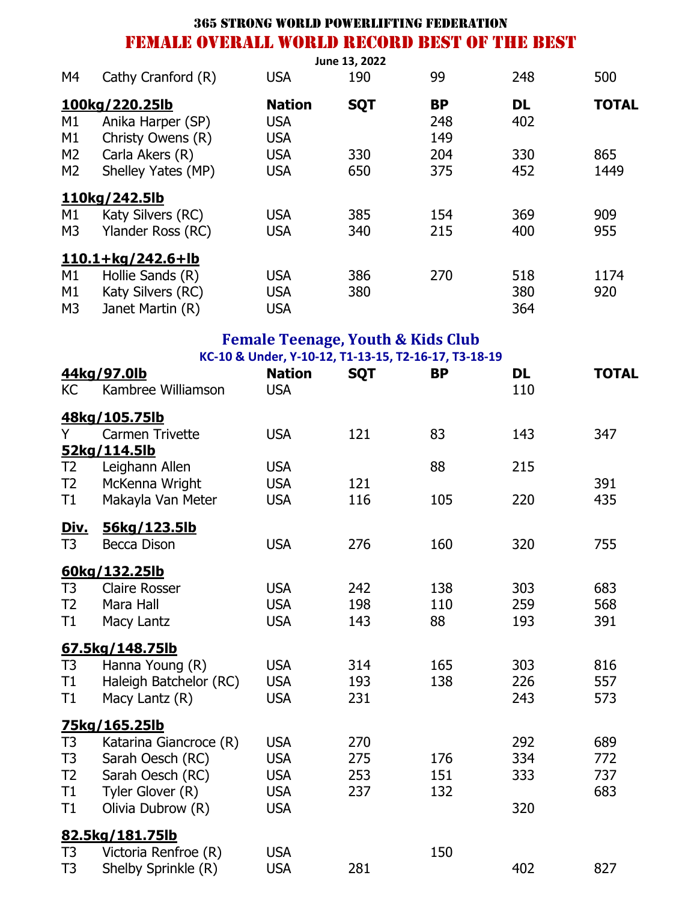# 365 STRONG WORLD POWERLIFTING FEDERATION

## FEMALE OVERALL WORLD RECORD BEST OF THE BEST

June 13, 2022

| | | Nation | SQT | BP | DL | TOTAL |
|---|---|---|---|---|---|---|
| M4 | Cathy Cranford (R) | USA | 190 | 99 | 248 | 500 |
| **100kg/220.25lb** | | **Nation** | **SQT** | **BP** | **DL** | **TOTAL** |
| M1 | Anika Harper (SP) | USA | | 248 | 402 | |
| M1 | Christy Owens (R) | USA | | 149 | | |
| M2 | Carla Akers (R) | USA | 330 | 204 | 330 | 865 |
| M2 | Shelley Yates (MP) | USA | 650 | 375 | 452 | 1449 |
| **110kg/242.5lb** | | | | | | |
| M1 | Katy Silvers (RC) | USA | 385 | 154 | 369 | 909 |
| M3 | Ylander Ross (RC) | USA | 340 | 215 | 400 | 955 |
| **110.1+kg/242.6+lb** | | | | | | |
| M1 | Hollie Sands (R) | USA | 386 | 270 | 518 | 1174 |
| M1 | Katy Silvers (RC) | USA | 380 | | 380 | 920 |
| M3 | Janet Martin (R) | USA | | | 364 | |

## Female Teenage, Youth & Kids Club

KC-10 & Under, Y-10-12, T1-13-15, T2-16-17, T3-18-19

| **44kg/97.0lb** | | **Nation** | **SQT** | **BP** | **DL** | **TOTAL** |
|---|---|---|---|---|---|---|
| KC | Kambree Williamson | USA | | | 110 | |
| **48kg/105.75lb** | | | | | | |
| Y | Carmen Trivette | USA | 121 | 83 | 143 | 347 |
| **52kg/114.5lb** | | | | | | |
| T2 | Leighann Allen | USA | | 88 | 215 | |
| T2 | McKenna Wright | USA | 121 | | | 391 |
| T1 | Makayla Van Meter | USA | 116 | 105 | 220 | 435 |
| **Div.** | **56kg/123.5lb** | | | | | |
| T3 | Becca Dison | USA | 276 | 160 | 320 | 755 |
| **60kg/132.25lb** | | | | | | |
| T3 | Claire Rosser | USA | 242 | 138 | 303 | 683 |
| T2 | Mara Hall | USA | 198 | 110 | 259 | 568 |
| T1 | Macy Lantz | USA | 143 | 88 | 193 | 391 |
| **67.5kg/148.75lb** | | | | | | |
| T3 | Hanna Young (R) | USA | 314 | 165 | 303 | 816 |
| T1 | Haleigh Batchelor (RC) | USA | 193 | 138 | 226 | 557 |
| T1 | Macy Lantz (R) | USA | 231 | | 243 | 573 |
| **75kg/165.25lb** | | | | | | |
| T3 | Katarina Giancroce (R) | USA | 270 | | 292 | 689 |
| T3 | Sarah Oesch (RC) | USA | 275 | 176 | 334 | 772 |
| T2 | Sarah Oesch (RC) | USA | 253 | 151 | 333 | 737 |
| T1 | Tyler Glover (R) | USA | 237 | 132 | | 683 |
| T1 | Olivia Dubrow (R) | USA | | | 320 | |
| **82.5kg/181.75lb** | | | | | | |
| T3 | Victoria Renfroe (R) | USA | | 150 | | |
| T3 | Shelby Sprinkle (R) | USA | 281 | | 402 | 827 |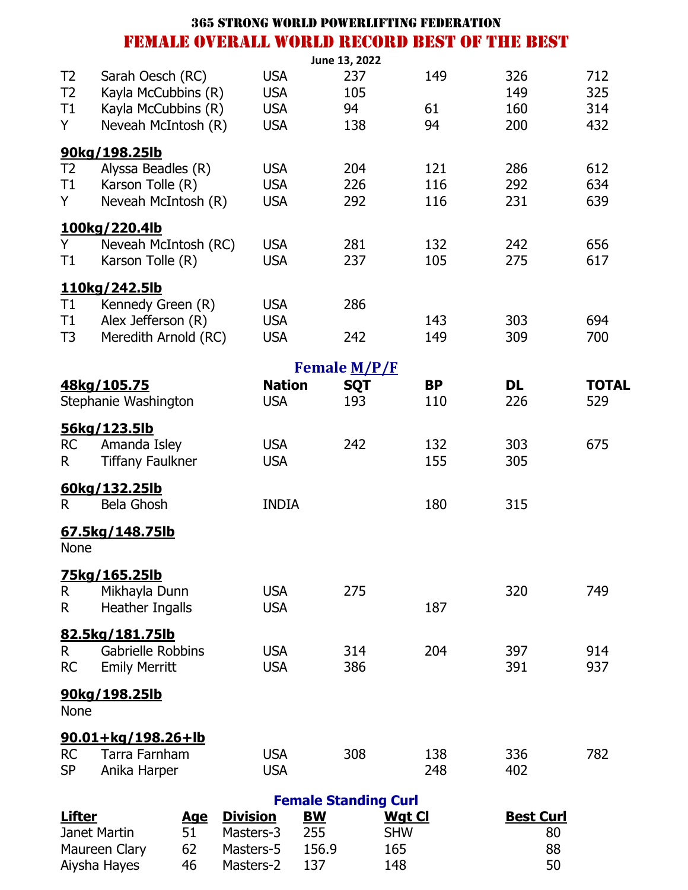# 365 STRONG WORLD POWERLIFTING FEDERATION

## FEMALE OVERALL WORLD RECORD BEST OF THE BEST

June 13, 2022

| | | | | | | |
|---|---|---|---|---|---|---|
| T2 | Sarah Oesch (RC) | USA | 237 | 149 | 326 | 712 |
| T2 | Kayla McCubbins (R) | USA | 105 | | 149 | 325 |
| T1 | Kayla McCubbins (R) | USA | 94 | 61 | 160 | 314 |
| Y | Neveah McIntosh (R) | USA | 138 | 94 | 200 | 432 |

**90kg/198.25lb**

| | | | | | | |
|---|---|---|---|---|---|---|
| T2 | Alyssa Beadles (R) | USA | 204 | 121 | 286 | 612 |
| T1 | Karson Tolle (R) | USA | 226 | 116 | 292 | 634 |
| Y | Neveah McIntosh (R) | USA | 292 | 116 | 231 | 639 |

**100kg/220.4lb**

| | | | | | | |
|---|---|---|---|---|---|---|
| Y | Neveah McIntosh (RC) | USA | 281 | 132 | 242 | 656 |
| T1 | Karson Tolle (R) | USA | 237 | 105 | 275 | 617 |

**110kg/242.5lb**

| | | | | | | |
|---|---|---|---|---|---|---|
| T1 | Kennedy Green (R) | USA | 286 | | | |
| T1 | Alex Jefferson (R) | USA | | 143 | 303 | 694 |
| T3 | Meredith Arnold (RC) | USA | 242 | 149 | 309 | 700 |

## Female M/P/F

| 48kg/105.75 | | Nation | SQT | BP | DL | TOTAL |
|---|---|---|---|---|---|---|
| Stephanie Washington | | USA | 193 | 110 | 226 | 529 |

**56kg/123.5lb**

| | | | | | | |
|---|---|---|---|---|---|---|
| RC | Amanda Isley | USA | 242 | 132 | 303 | 675 |
| R | Tiffany Faulkner | USA | | 155 | 305 | |

**60kg/132.25lb**

| | | | | | | |
|---|---|---|---|---|---|---|
| R | Bela Ghosh | INDIA | | 180 | 315 | |

**67.5kg/148.75lb**

None

**75kg/165.25lb**

| | | | | | | |
|---|---|---|---|---|---|---|
| R | Mikhayla Dunn | USA | 275 | | 320 | 749 |
| R | Heather Ingalls | USA | | 187 | | |

**82.5kg/181.75lb**

| | | | | | | |
|---|---|---|---|---|---|---|
| R | Gabrielle Robbins | USA | 314 | 204 | 397 | 914 |
| RC | Emily Merritt | USA | 386 | | 391 | 937 |

**90kg/198.25lb**

None

**90.01+kg/198.26+lb**

| | | | | | | |
|---|---|---|---|---|---|---|
| RC | Tarra Farnham | USA | 308 | 138 | 336 | 782 |
| SP | Anika Harper | USA | | 248 | 402 | |

## Female Standing Curl

| Lifter | Age | Division | BW | Wgt Cl | Best Curl |
|---|---|---|---|---|---|
| Janet Martin | 51 | Masters-3 | 255 | SHW | 80 |
| Maureen Clary | 62 | Masters-5 | 156.9 | 165 | 88 |
| Aiysha Hayes | 46 | Masters-2 | 137 | 148 | 50 |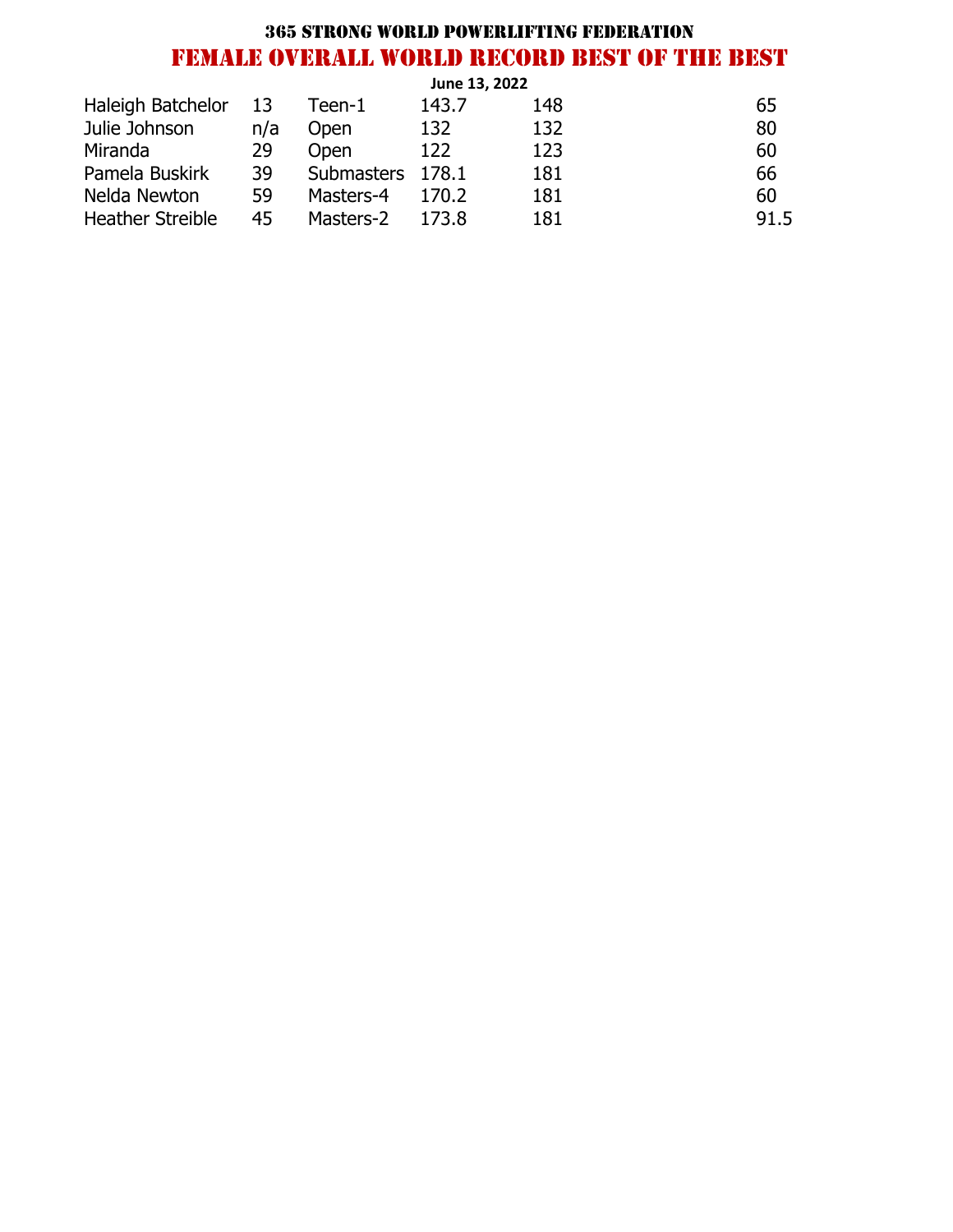# 365 STRONG WORLD POWERLIFTING FEDERATION

## FEMALE OVERALL WORLD RECORD BEST OF THE BEST

**June 13, 2022**

| | | | | | |
|---|---|---|---|---|---|
| Haleigh Batchelor | 13 | Teen-1 | 143.7 | 148 | 65 |
| Julie Johnson | n/a | Open | 132 | 132 | 80 |
| Miranda | 29 | Open | 122 | 123 | 60 |
| Pamela Buskirk | 39 | Submasters | 178.1 | 181 | 66 |
| Nelda Newton | 59 | Masters-4 | 170.2 | 181 | 60 |
| Heather Streible | 45 | Masters-2 | 173.8 | 181 | 91.5 |